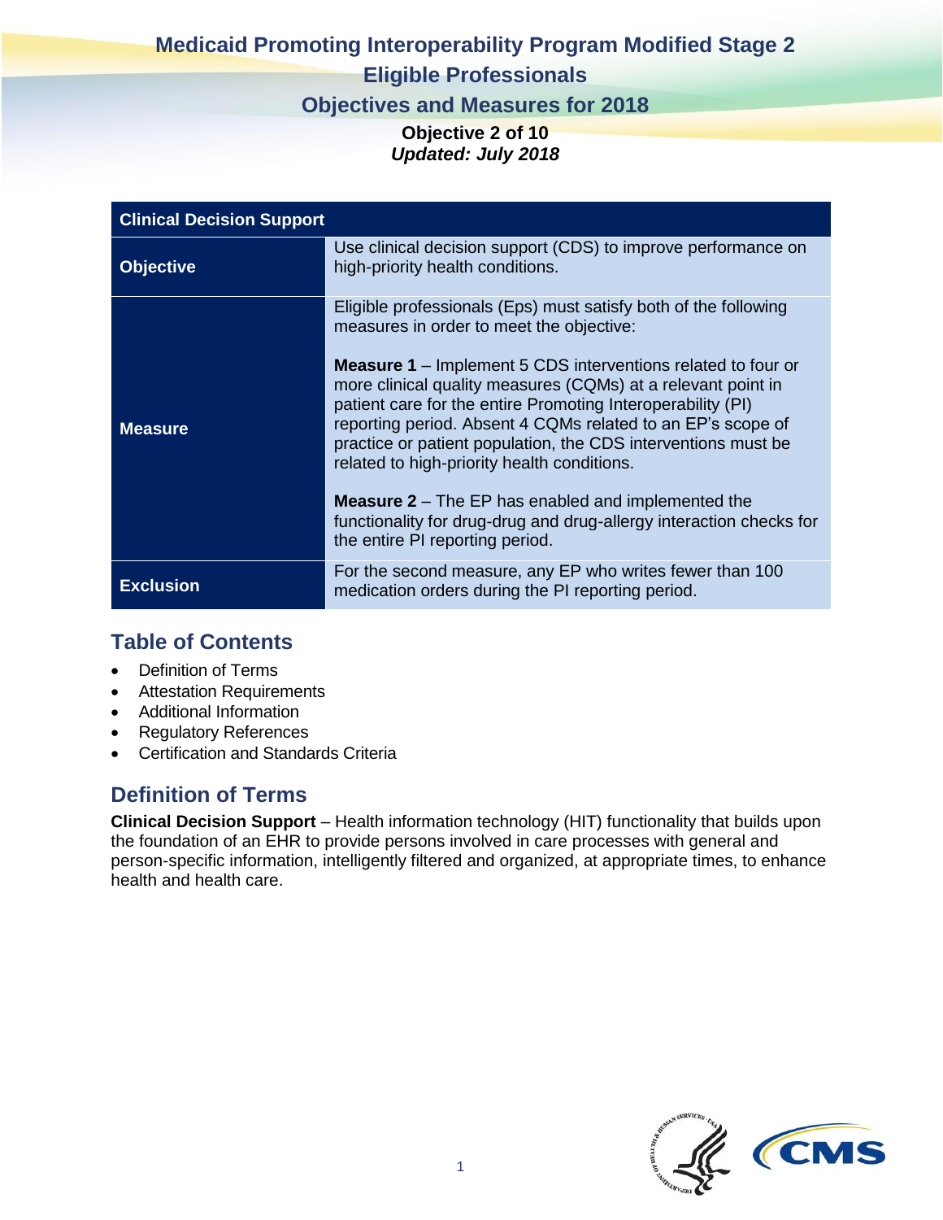# Medicaid Promoting Interoperability Program Modified Stage 2
# Eligible Professionals
## Objectives and Measures for 2018

**Objective 2 of 10**

***Updated: July 2018***

| Clinical Decision Support | |
|---|---|
| **Objective** | Use clinical decision support (CDS) to improve performance on high-priority health conditions. |
| **Measure** | Eligible professionals (Eps) must satisfy both of the following measures in order to meet the objective:<br><br>**Measure 1** – Implement 5 CDS interventions related to four or more clinical quality measures (CQMs) at a relevant point in patient care for the entire Promoting Interoperability (PI) reporting period. Absent 4 CQMs related to an EP's scope of practice or patient population, the CDS interventions must be related to high-priority health conditions.<br><br>**Measure 2** – The EP has enabled and implemented the functionality for drug-drug and drug-allergy interaction checks for the entire PI reporting period. |
| **Exclusion** | For the second measure, any EP who writes fewer than 100 medication orders during the PI reporting period. |

## Table of Contents

- Definition of Terms
- Attestation Requirements
- Additional Information
- Regulatory References
- Certification and Standards Criteria

## Definition of Terms

**Clinical Decision Support** – Health information technology (HIT) functionality that builds upon the foundation of an EHR to provide persons involved in care processes with general and person-specific information, intelligently filtered and organized, at appropriate times, to enhance health and health care.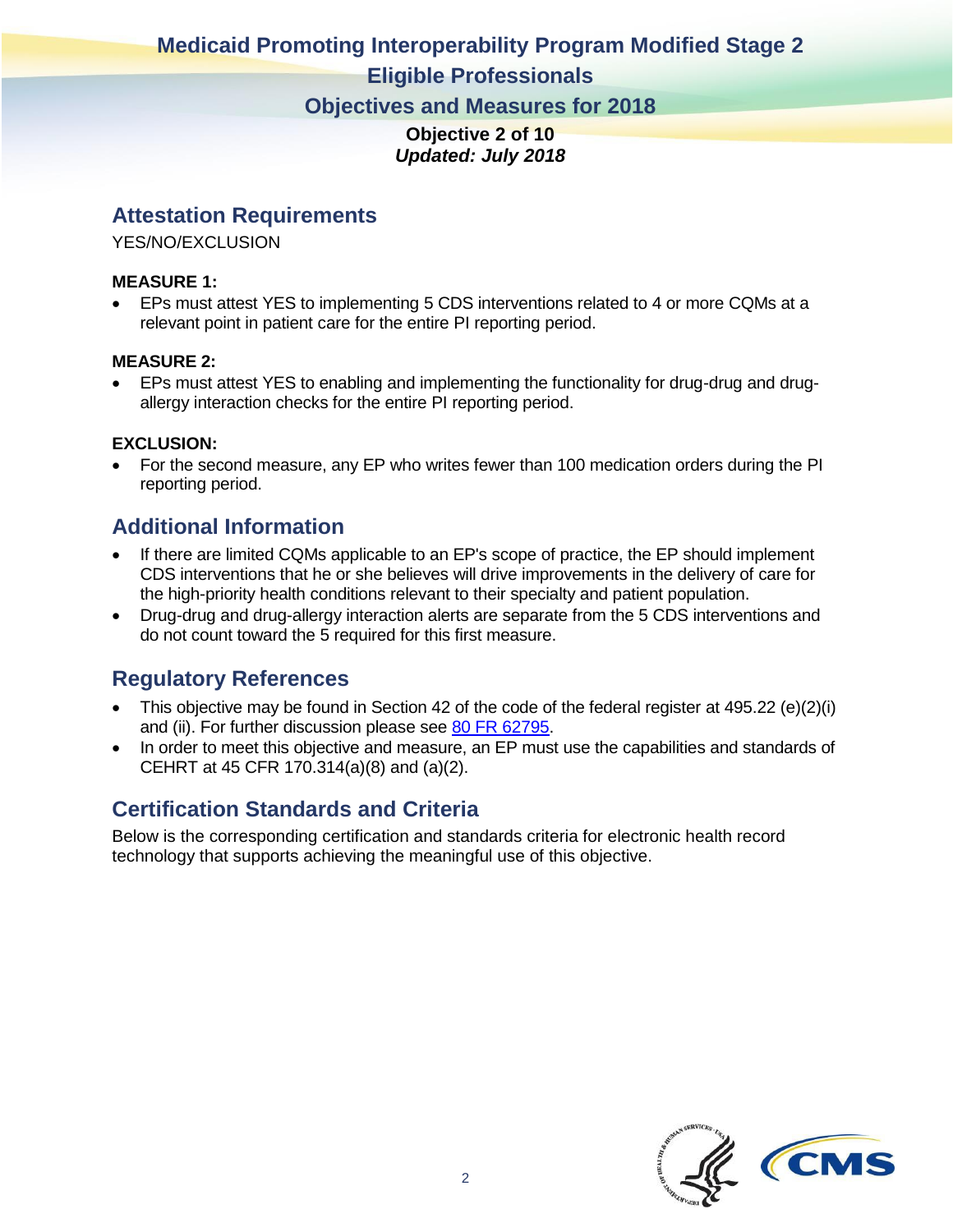# Medicaid Promoting Interoperability Program Modified Stage 2

## Eligible Professionals

## Objectives and Measures for 2018

**Objective 2 of 10**

***Updated: July 2018***

## Attestation Requirements

YES/NO/EXCLUSION

**MEASURE 1:**

- EPs must attest YES to implementing 5 CDS interventions related to 4 or more CQMs at a relevant point in patient care for the entire PI reporting period.

**MEASURE 2:**

- EPs must attest YES to enabling and implementing the functionality for drug-drug and drug-allergy interaction checks for the entire PI reporting period.

**EXCLUSION:**

- For the second measure, any EP who writes fewer than 100 medication orders during the PI reporting period.

## Additional Information

- If there are limited CQMs applicable to an EP's scope of practice, the EP should implement CDS interventions that he or she believes will drive improvements in the delivery of care for the high-priority health conditions relevant to their specialty and patient population.
- Drug-drug and drug-allergy interaction alerts are separate from the 5 CDS interventions and do not count toward the 5 required for this first measure.

## Regulatory References

- This objective may be found in Section 42 of the code of the federal register at 495.22 (e)(2)(i) and (ii). For further discussion please see [80 FR 62795](80 FR 62795).
- In order to meet this objective and measure, an EP must use the capabilities and standards of CEHRT at 45 CFR 170.314(a)(8) and (a)(2).

## Certification Standards and Criteria

Below is the corresponding certification and standards criteria for electronic health record technology that supports achieving the meaningful use of this objective.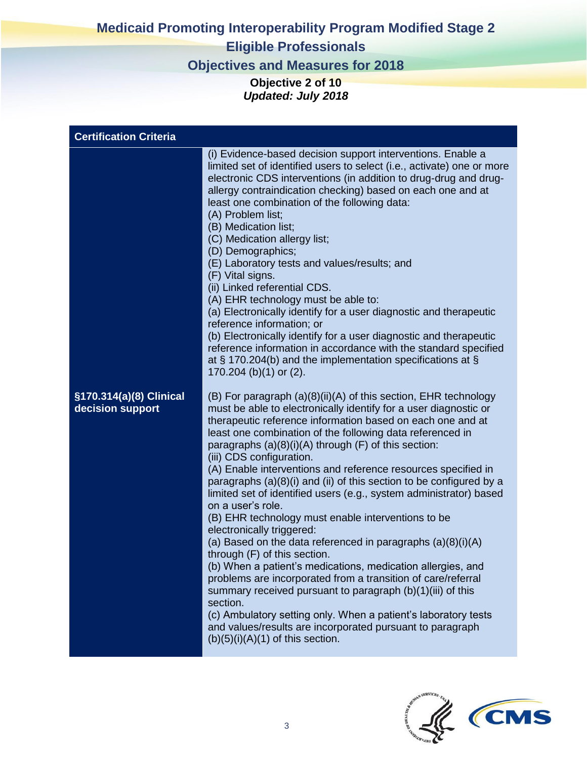# Medicaid Promoting Interoperability Program Modified Stage 2

## Eligible Professionals

## Objectives and Measures for 2018

**Objective 2 of 10**

***Updated: July 2018***

| Certification Criteria | |
|---|---|
| **§170.314(a)(8) Clinical decision support** | (i) Evidence-based decision support interventions. Enable a limited set of identified users to select (i.e., activate) one or more electronic CDS interventions (in addition to drug-drug and drug-allergy contraindication checking) based on each one and at least one combination of the following data:<br>(A) Problem list;<br>(B) Medication list;<br>(C) Medication allergy list;<br>(D) Demographics;<br>(E) Laboratory tests and values/results; and<br>(F) Vital signs.<br>(ii) Linked referential CDS.<br>(A) EHR technology must be able to:<br>(a) Electronically identify for a user diagnostic and therapeutic reference information; or<br>(b) Electronically identify for a user diagnostic and therapeutic reference information in accordance with the standard specified at § 170.204(b) and the implementation specifications at § 170.204 (b)(1) or (2).<br><br>(B) For paragraph (a)(8)(ii)(A) of this section, EHR technology must be able to electronically identify for a user diagnostic or therapeutic reference information based on each one and at least one combination of the following data referenced in paragraphs (a)(8)(i)(A) through (F) of this section:<br>(iii) CDS configuration.<br>(A) Enable interventions and reference resources specified in paragraphs (a)(8)(i) and (ii) of this section to be configured by a limited set of identified users (e.g., system administrator) based on a user's role.<br>(B) EHR technology must enable interventions to be electronically triggered:<br>(a) Based on the data referenced in paragraphs (a)(8)(i)(A) through (F) of this section.<br>(b) When a patient's medications, medication allergies, and problems are incorporated from a transition of care/referral summary received pursuant to paragraph (b)(1)(iii) of this section.<br>(c) Ambulatory setting only. When a patient's laboratory tests and values/results are incorporated pursuant to paragraph (b)(5)(i)(A)(1) of this section. |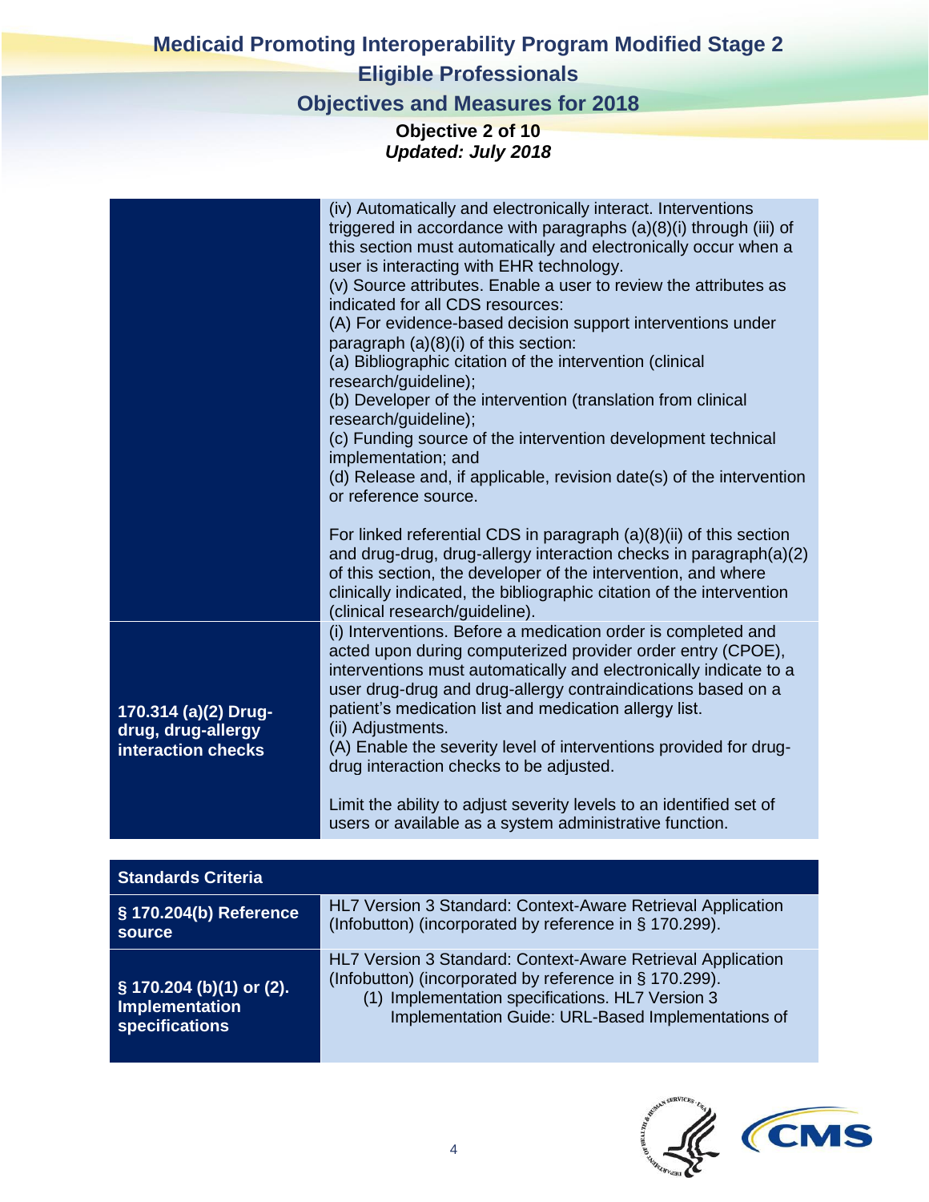| | |
|---|---|
| | (iv) Automatically and electronically interact. Interventions triggered in accordance with paragraphs (a)(8)(i) through (iii) of this section must automatically and electronically occur when a user is interacting with EHR technology.<br>(v) Source attributes. Enable a user to review the attributes as indicated for all CDS resources:<br>(A) For evidence-based decision support interventions under paragraph (a)(8)(i) of this section:<br>(a) Bibliographic citation of the intervention (clinical research/guideline);<br>(b) Developer of the intervention (translation from clinical research/guideline);<br>(c) Funding source of the intervention development technical implementation; and<br>(d) Release and, if applicable, revision date(s) of the intervention or reference source.<br><br>For linked referential CDS in paragraph (a)(8)(ii) of this section and drug-drug, drug-allergy interaction checks in paragraph(a)(2) of this section, the developer of the intervention, and where clinically indicated, the bibliographic citation of the intervention (clinical research/guideline). |
| **170.314 (a)(2) Drug-drug, drug-allergy interaction checks** | (i) Interventions. Before a medication order is completed and acted upon during computerized provider order entry (CPOE), interventions must automatically and electronically indicate to a user drug-drug and drug-allergy contraindications based on a patient's medication list and medication allergy list.<br>(ii) Adjustments.<br>(A) Enable the severity level of interventions provided for drug-drug interaction checks to be adjusted.<br><br>Limit the ability to adjust severity levels to an identified set of users or available as a system administrative function. |

| **Standards Criteria** | |
|---|---|
| **§ 170.204(b) Reference source** | HL7 Version 3 Standard: Context-Aware Retrieval Application (Infobutton) (incorporated by reference in § 170.299). |
| **§ 170.204 (b)(1) or (2). Implementation specifications** | HL7 Version 3 Standard: Context-Aware Retrieval Application (Infobutton) (incorporated by reference in § 170.299).<br>(1) Implementation specifications. HL7 Version 3 Implementation Guide: URL-Based Implementations of |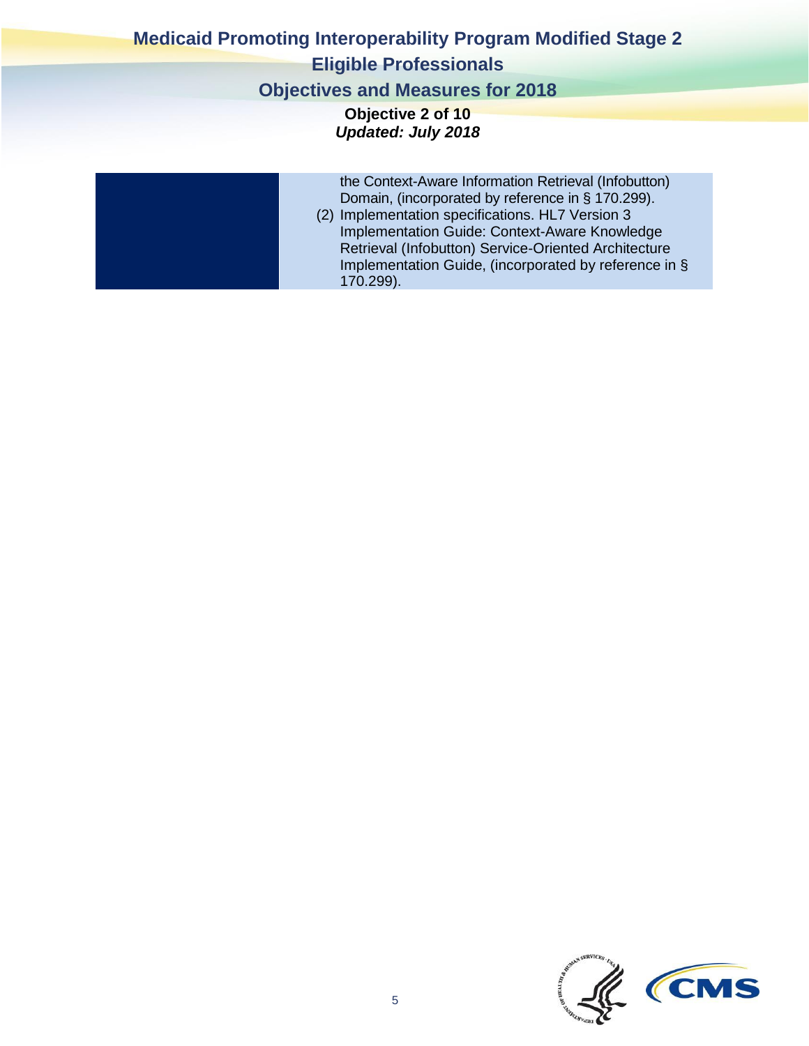| | |
|---|---|
| | the Context-Aware Information Retrieval (Infobutton) Domain, (incorporated by reference in § 170.299).<br>(2) Implementation specifications. HL7 Version 3 Implementation Guide: Context-Aware Knowledge Retrieval (Infobutton) Service-Oriented Architecture Implementation Guide, (incorporated by reference in § 170.299). |